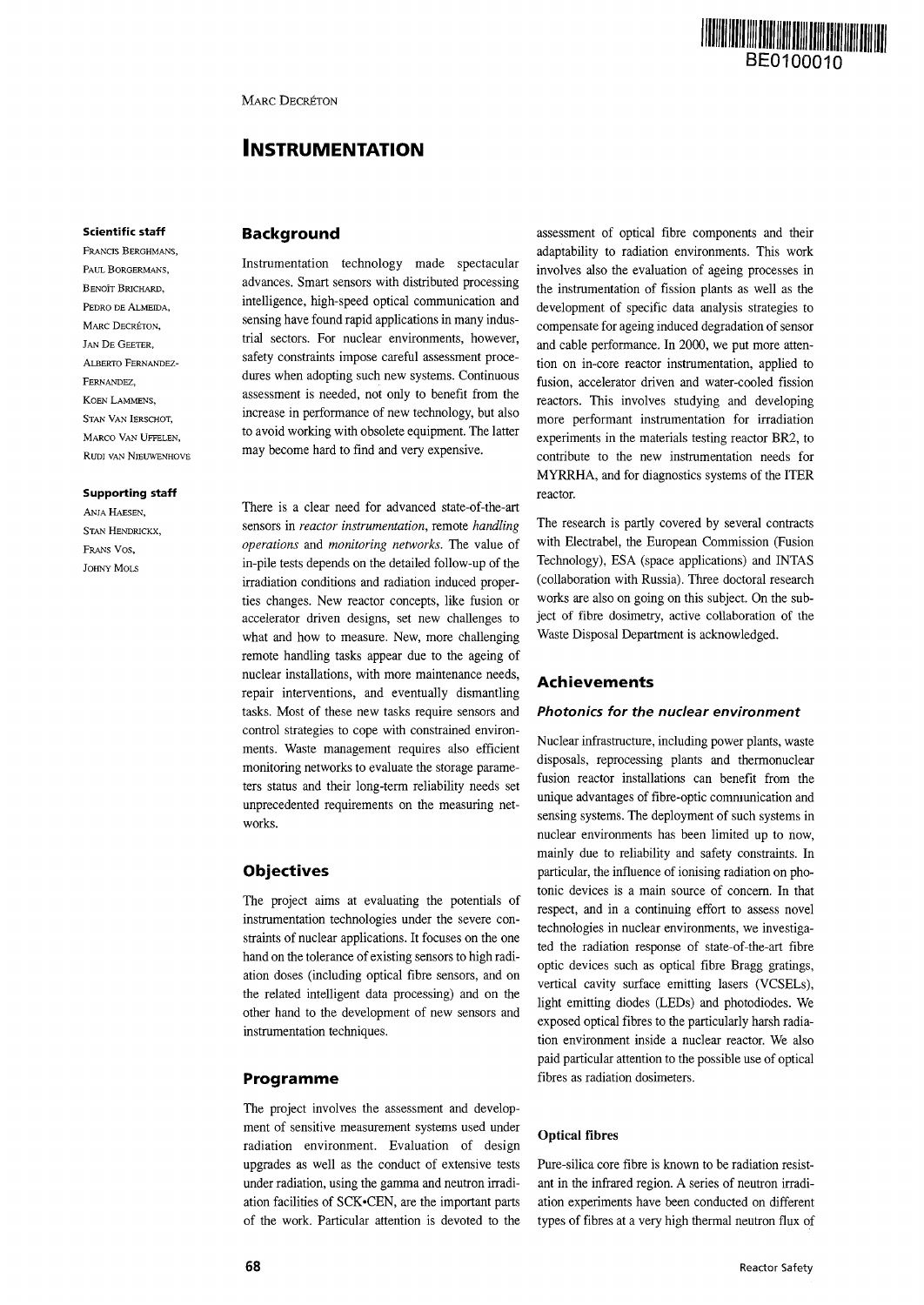BE0100010

MARC DECRÉTON

# INSTRUMENTATION

**Scientific staff**

FRANCIS BERGHMANS,
PAUL BORGERMANS,
BENOÎT BRICHARD,
PEDRO DE ALMEIDA,
MARC DECRÉTON,
JAN DE GEETER,
ALBERTO FERNANDEZ-FERNANDEZ,
KOEN LAMMENS,
STAN VAN IERSCHOT,
MARCO VAN UFFELEN,
RUDI VAN NIEUWENHOVE

**Supporting staff**

ANJA HAESEN,
STAN HENDRICKX,
FRANS VOS,
JOHNY MOLS

## Background

Instrumentation technology made spectacular advances. Smart sensors with distributed processing intelligence, high-speed optical communication and sensing have found rapid applications in many industrial sectors. For nuclear environments, however, safety constraints impose careful assessment procedures when adopting such new systems. Continuous assessment is needed, not only to benefit from the increase in performance of new technology, but also to avoid working with obsolete equipment. The latter may become hard to find and very expensive.

There is a clear need for advanced state-of-the-art sensors in *reactor instrumentation*, remote *handling operations* and *monitoring networks*. The value of in-pile tests depends on the detailed follow-up of the irradiation conditions and radiation induced properties changes. New reactor concepts, like fusion or accelerator driven designs, set new challenges to what and how to measure. New, more challenging remote handling tasks appear due to the ageing of nuclear installations, with more maintenance needs, repair interventions, and eventually dismantling tasks. Most of these new tasks require sensors and control strategies to cope with constrained environments. Waste management requires also efficient monitoring networks to evaluate the storage parameters status and their long-term reliability needs set unprecedented requirements on the measuring networks.

## Objectives

The project aims at evaluating the potentials of instrumentation technologies under the severe constraints of nuclear applications. It focuses on the one hand on the tolerance of existing sensors to high radiation doses (including optical fibre sensors, and on the related intelligent data processing) and on the other hand to the development of new sensors and instrumentation techniques.

## Programme

The project involves the assessment and development of sensitive measurement systems used under radiation environment. Evaluation of design upgrades as well as the conduct of extensive tests under radiation, using the gamma and neutron irradiation facilities of SCK•CEN, are the important parts of the work. Particular attention is devoted to the assessment of optical fibre components and their adaptability to radiation environments. This work involves also the evaluation of ageing processes in the instrumentation of fission plants as well as the development of specific data analysis strategies to compensate for ageing induced degradation of sensor and cable performance. In 2000, we put more attention on in-core reactor instrumentation, applied to fusion, accelerator driven and water-cooled fission reactors. This involves studying and developing more performant instrumentation for irradiation experiments in the materials testing reactor BR2, to contribute to the new instrumentation needs for MYRRHA, and for diagnostics systems of the ITER reactor.

The research is partly covered by several contracts with Electrabel, the European Commission (Fusion Technology), ESA (space applications) and INTAS (collaboration with Russia). Three doctoral research works are also on going on this subject. On the subject of fibre dosimetry, active collaboration of the Waste Disposal Department is acknowledged.

## Achievements

### *Photonics for the nuclear environment*

Nuclear infrastructure, including power plants, waste disposals, reprocessing plants and thermonuclear fusion reactor installations can benefit from the unique advantages of fibre-optic communication and sensing systems. The deployment of such systems in nuclear environments has been limited up to now, mainly due to reliability and safety constraints. In particular, the influence of ionising radiation on photonic devices is a main source of concern. In that respect, and in a continuing effort to assess novel technologies in nuclear environments, we investigated the radiation response of state-of-the-art fibre optic devices such as optical fibre Bragg gratings, vertical cavity surface emitting lasers (VCSELs), light emitting diodes (LEDs) and photodiodes. We exposed optical fibres to the particularly harsh radiation environment inside a nuclear reactor. We also paid particular attention to the possible use of optical fibres as radiation dosimeters.

#### Optical fibres

Pure-silica core fibre is known to be radiation resistant in the infrared region. A series of neutron irradiation experiments have been conducted on different types of fibres at a very high thermal neutron flux of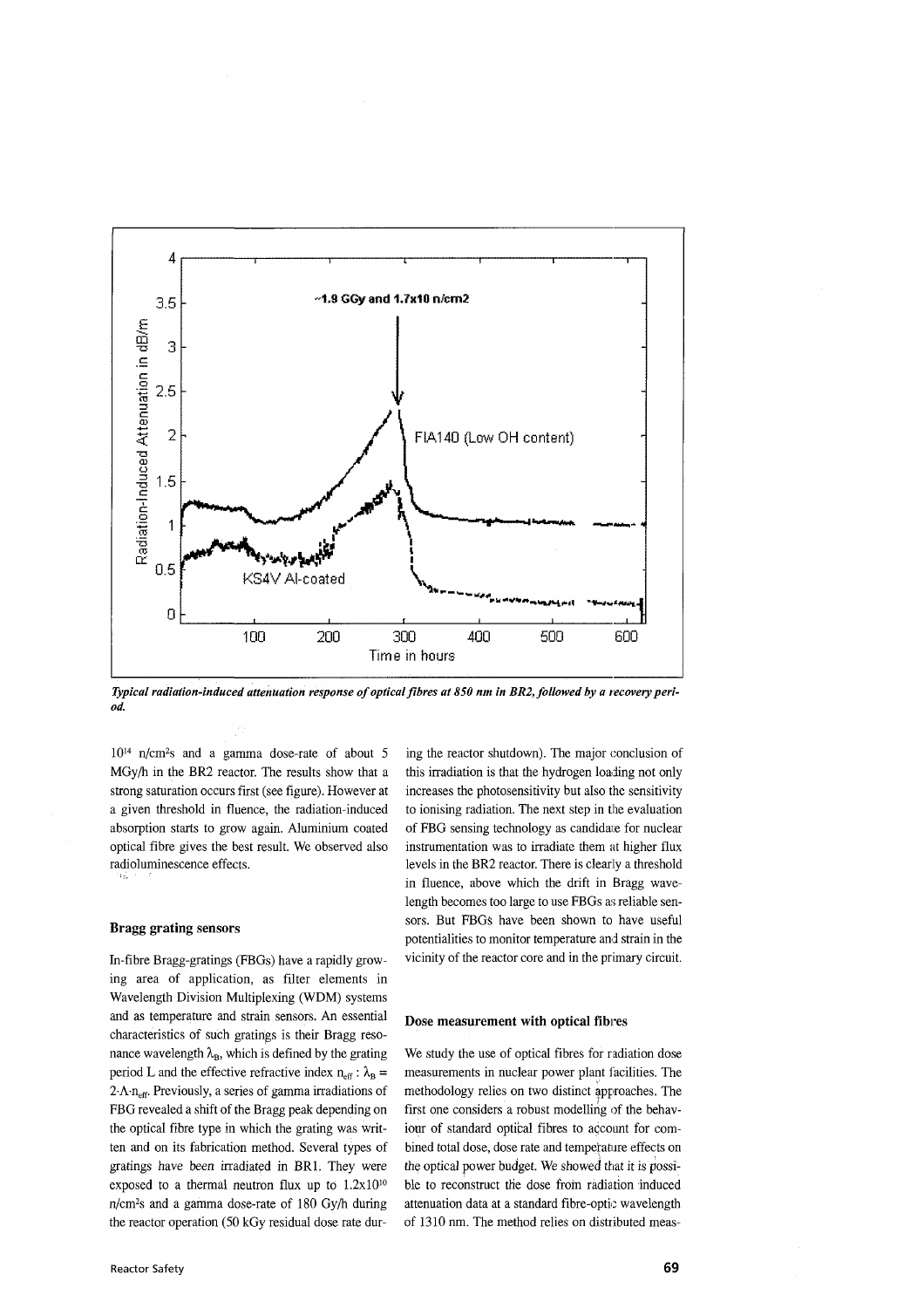*Typical radiation-induced attenuation response of optical fibres at 850 nm in BR2, followed by a recovery period.*

$10^{14}$ n/cm²s and a gamma dose-rate of about 5 MGy/h in the BR2 reactor. The results show that a strong saturation occurs first (see figure). However at a given threshold in fluence, the radiation-induced absorption starts to grow again. Aluminium coated optical fibre gives the best result. We observed also radioluminescence effects.

### Bragg grating sensors

In-fibre Bragg-gratings (FBGs) have a rapidly growing area of application, as filter elements in Wavelength Division Multiplexing (WDM) systems and as temperature and strain sensors. An essential characteristics of such gratings is their Bragg resonance wavelength $\lambda_B$, which is defined by the grating period L and the effective refractive index $n_{eff}$ : $\lambda_B = 2 \cdot \Lambda \cdot n_{eff}$. Previously, a series of gamma irradiations of FBG revealed a shift of the Bragg peak depending on the optical fibre type in which the grating was written and on its fabrication method. Several types of gratings have been irradiated in BR1. They were exposed to a thermal neutron flux up to $1.2 \times 10^{10}$ n/cm²s and a gamma dose-rate of 180 Gy/h during the reactor operation (50 kGy residual dose rate during the reactor shutdown). The major conclusion of this irradiation is that the hydrogen loading not only increases the photosensitivity but also the sensitivity to ionising radiation. The next step in the evaluation of FBG sensing technology as candidate for nuclear instrumentation was to irradiate them at higher flux levels in the BR2 reactor. There is clearly a threshold in fluence, above which the drift in Bragg wavelength becomes too large to use FBGs as reliable sensors. But FBGs have been shown to have useful potentialities to monitor temperature and strain in the vicinity of the reactor core and in the primary circuit.

### Dose measurement with optical fibres

We study the use of optical fibres for radiation dose measurements in nuclear power plant facilities. The methodology relies on two distinct approaches. The first one considers a robust modelling of the behaviour of standard optical fibres to account for combined total dose, dose rate and temperature effects on the optical power budget. We showed that it is possible to reconstruct the dose from radiation induced attenuation data at a standard fibre-optic wavelength of 1310 nm. The method relies on distributed meas-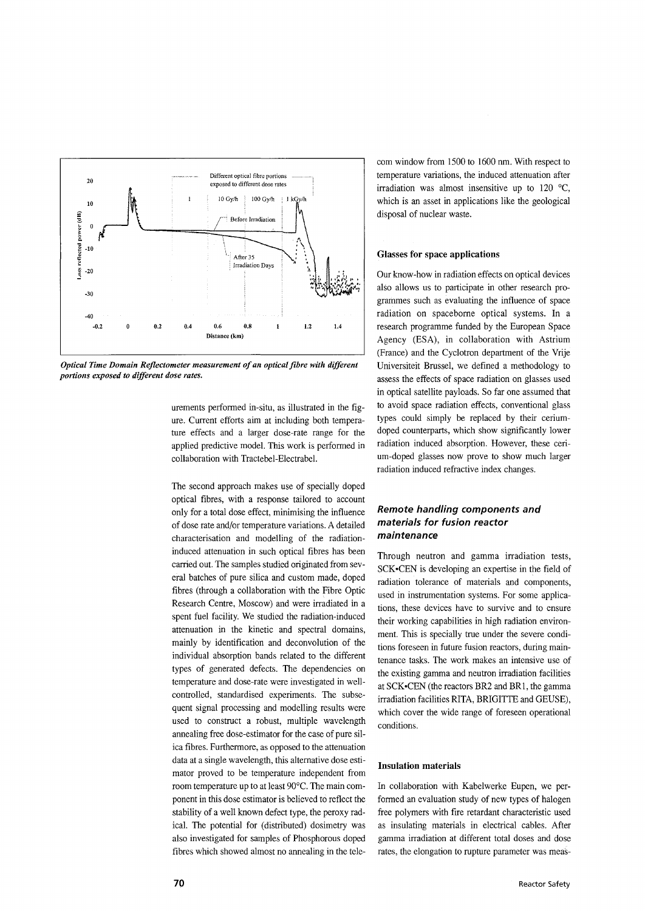*Optical Time Domain Reflectometer measurement of an optical fibre with different portions exposed to different dose rates.*

urements performed in-situ, as illustrated in the figure. Current efforts aim at including both temperature effects and a larger dose-rate range for the applied predictive model. This work is performed in collaboration with Tractebel-Electrabel.

The second approach makes use of specially doped optical fibres, with a response tailored to account only for a total dose effect, minimising the influence of dose rate and/or temperature variations. A detailed characterisation and modelling of the radiation-induced attenuation in such optical fibres has been carried out. The samples studied originated from several batches of pure silica and custom made, doped fibres (through a collaboration with the Fibre Optic Research Centre, Moscow) and were irradiated in a spent fuel facility. We studied the radiation-induced attenuation in the kinetic and spectral domains, mainly by identification and deconvolution of the individual absorption bands related to the different types of generated defects. The dependencies on temperature and dose-rate were investigated in well-controlled, standardised experiments. The subsequent signal processing and modelling results were used to construct a robust, multiple wavelength annealing free dose-estimator for the case of pure silica fibres. Furthermore, as opposed to the attenuation data at a single wavelength, this alternative dose estimator proved to be temperature independent from room temperature up to at least 90°C. The main component in this dose estimator is believed to reflect the stability of a well known defect type, the peroxy radical. The potential for (distributed) dosimetry was also investigated for samples of Phosphorous doped fibres which showed almost no annealing in the telecom window from 1500 to 1600 nm. With respect to temperature variations, the induced attenuation after irradiation was almost insensitive up to 120 °C, which is an asset in applications like the geological disposal of nuclear waste.

#### Glasses for space applications

Our know-how in radiation effects on optical devices also allows us to participate in other research programmes such as evaluating the influence of space radiation on spaceborne optical systems. In a research programme funded by the European Space Agency (ESA), in collaboration with Astrium (France) and the Cyclotron department of the Vrije Universiteit Brussel, we defined a methodology to assess the effects of space radiation on glasses used in optical satellite payloads. So far one assumed that to avoid space radiation effects, conventional glass types could simply be replaced by their cerium-doped counterparts, which show significantly lower radiation induced absorption. However, these cerium-doped glasses now prove to show much larger radiation induced refractive index changes.

### Remote handling components and materials for fusion reactor maintenance

Through neutron and gamma irradiation tests, SCK•CEN is developing an expertise in the field of radiation tolerance of materials and components, used in instrumentation systems. For some applications, these devices have to survive and to ensure their working capabilities in high radiation environment. This is specially true under the severe conditions foreseen in future fusion reactors, during maintenance tasks. The work makes an intensive use of the existing gamma and neutron irradiation facilities at SCK•CEN (the reactors BR2 and BR1, the gamma irradiation facilities RITA, BRIGITTE and GEUSE), which cover the wide range of foreseen operational conditions.

#### Insulation materials

In collaboration with Kabelwerke Eupen, we performed an evaluation study of new types of halogen free polymers with fire retardant characteristic used as insulating materials in electrical cables. After gamma irradiation at different total doses and dose rates, the elongation to rupture parameter was meas-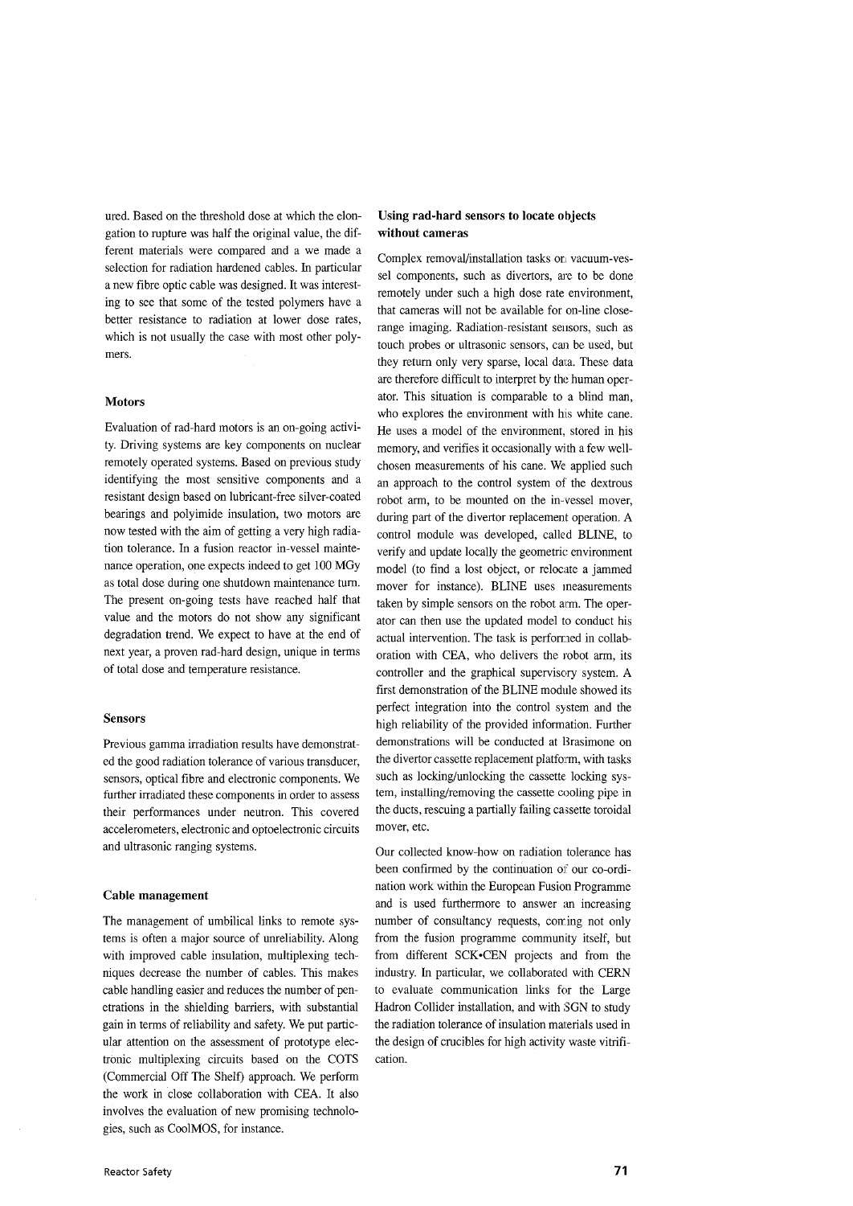ured. Based on the threshold dose at which the elongation to rupture was half the original value, the different materials were compared and a we made a selection for radiation hardened cables. In particular a new fibre optic cable was designed. It was interesting to see that some of the tested polymers have a better resistance to radiation at lower dose rates, which is not usually the case with most other polymers.

### Motors

Evaluation of rad-hard motors is an on-going activity. Driving systems are key components on nuclear remotely operated systems. Based on previous study identifying the most sensitive components and a resistant design based on lubricant-free silver-coated bearings and polyimide insulation, two motors are now tested with the aim of getting a very high radiation tolerance. In a fusion reactor in-vessel maintenance operation, one expects indeed to get 100 MGy as total dose during one shutdown maintenance turn. The present on-going tests have reached half that value and the motors do not show any significant degradation trend. We expect to have at the end of next year, a proven rad-hard design, unique in terms of total dose and temperature resistance.

### Sensors

Previous gamma irradiation results have demonstrated the good radiation tolerance of various transducer, sensors, optical fibre and electronic components. We further irradiated these components in order to assess their performances under neutron. This covered accelerometers, electronic and optoelectronic circuits and ultrasonic ranging systems.

### Cable management

The management of umbilical links to remote systems is often a major source of unreliability. Along with improved cable insulation, multiplexing techniques decrease the number of cables. This makes cable handling easier and reduces the number of penetrations in the shielding barriers, with substantial gain in terms of reliability and safety. We put particular attention on the assessment of prototype electronic multiplexing circuits based on the COTS (Commercial Off The Shelf) approach. We perform the work in close collaboration with CEA. It also involves the evaluation of new promising technologies, such as CoolMOS, for instance.

### Using rad-hard sensors to locate objects without cameras

Complex removal/installation tasks on vacuum-vessel components, such as divertors, are to be done remotely under such a high dose rate environment, that cameras will not be available for on-line close-range imaging. Radiation-resistant sensors, such as touch probes or ultrasonic sensors, can be used, but they return only very sparse, local data. These data are therefore difficult to interpret by the human operator. This situation is comparable to a blind man, who explores the environment with his white cane. He uses a model of the environment, stored in his memory, and verifies it occasionally with a few well-chosen measurements of his cane. We applied such an approach to the control system of the dextrous robot arm, to be mounted on the in-vessel mover, during part of the divertor replacement operation. A control module was developed, called BLINE, to verify and update locally the geometric environment model (to find a lost object, or relocate a jammed mover for instance). BLINE uses measurements taken by simple sensors on the robot arm. The operator can then use the updated model to conduct his actual intervention. The task is performed in collaboration with CEA, who delivers the robot arm, its controller and the graphical supervisory system. A first demonstration of the BLINE module showed its perfect integration into the control system and the high reliability of the provided information. Further demonstrations will be conducted at Brasimone on the divertor cassette replacement platform, with tasks such as locking/unlocking the cassette locking system, installing/removing the cassette cooling pipe in the ducts, rescuing a partially failing cassette toroidal mover, etc.

Our collected know-how on radiation tolerance has been confirmed by the continuation of our co-ordination work within the European Fusion Programme and is used furthermore to answer an increasing number of consultancy requests, coming not only from the fusion programme community itself, but from different SCK•CEN projects and from the industry. In particular, we collaborated with CERN to evaluate communication links for the Large Hadron Collider installation, and with SGN to study the radiation tolerance of insulation materials used in the design of crucibles for high activity waste vitrification.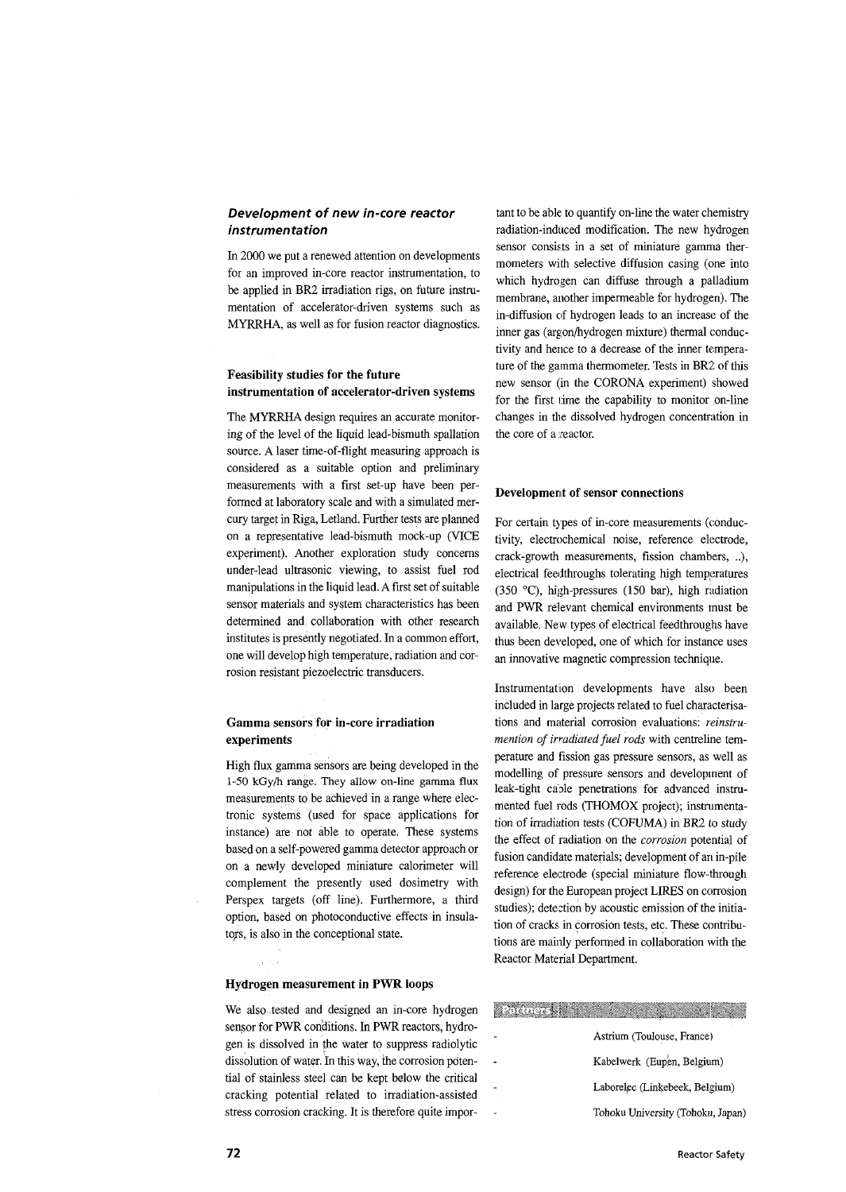## *Development of new in-core reactor instrumentation*

In 2000 we put a renewed attention on developments for an improved in-core reactor instrumentation, to be applied in BR2 irradiation rigs, on future instrumentation of accelerator-driven systems such as MYRRHA, as well as for fusion reactor diagnostics.

### Feasibility studies for the future instrumentation of accelerator-driven systems

The MYRRHA design requires an accurate monitoring of the level of the liquid lead-bismuth spallation source. A laser time-of-flight measuring approach is considered as a suitable option and preliminary measurements with a first set-up have been performed at laboratory scale and with a simulated mercury target in Riga, Letland. Further tests are planned on a representative lead-bismuth mock-up (VICE experiment). Another exploration study concerns under-lead ultrasonic viewing, to assist fuel rod manipulations in the liquid lead. A first set of suitable sensor materials and system characteristics has been determined and collaboration with other research institutes is presently negotiated. In a common effort, one will develop high temperature, radiation and corrosion resistant piezoelectric transducers.

### Gamma sensors for in-core irradiation experiments

High flux gamma sensors are being developed in the 1-50 kGy/h range. They allow on-line gamma flux measurements to be achieved in a range where electronic systems (used for space applications for instance) are not able to operate. These systems based on a self-powered gamma detector approach or on a newly developed miniature calorimeter will complement the presently used dosimetry with Perspex targets (off line). Furthermore, a third option, based on photoconductive effects in insulators, is also in the conceptional state.

### Hydrogen measurement in PWR loops

We also tested and designed an in-core hydrogen sensor for PWR conditions. In PWR reactors, hydrogen is dissolved in the water to suppress radiolytic dissolution of water. In this way, the corrosion potential of stainless steel can be kept below the critical cracking potential related to irradiation-assisted stress corrosion cracking. It is therefore quite important to be able to quantify on-line the water chemistry radiation-induced modification. The new hydrogen sensor consists in a set of miniature gamma thermometers with selective diffusion casing (one into which hydrogen can diffuse through a palladium membrane, another impermeable for hydrogen). The in-diffusion of hydrogen leads to an increase of the inner gas (argon/hydrogen mixture) thermal conductivity and hence to a decrease of the inner temperature of the gamma thermometer. Tests in BR2 of this new sensor (in the CORONA experiment) showed for the first time the capability to monitor on-line changes in the dissolved hydrogen concentration in the core of a reactor.

### Development of sensor connections

For certain types of in-core measurements (conductivity, electrochemical noise, reference electrode, crack-growth measurements, fission chambers, ..), electrical feedthroughs tolerating high temperatures (350 °C), high-pressures (150 bar), high radiation and PWR relevant chemical environments must be available. New types of electrical feedthroughs have thus been developed, one of which for instance uses an innovative magnetic compression technique.

Instrumentation developments have also been included in large projects related to fuel characterisations and material corrosion evaluations: *reinstrumention of irradiated fuel rods* with centreline temperature and fission gas pressure sensors, as well as modelling of pressure sensors and development of leak-tight cable penetrations for advanced instrumented fuel rods (THOMOX project); instrumentation of irradiation tests (COFUMA) in BR2 to study the effect of radiation on the *corrosion* potential of fusion candidate materials; development of an in-pile reference electrode (special miniature flow-through design) for the European project LIRES on corrosion studies); detection by acoustic emission of the initiation of cracks in corrosion tests, etc. These contributions are mainly performed in collaboration with the Reactor Material Department.

**Partners**

- Astrium (Toulouse, France)
- Kabelwerk (Eupen, Belgium)
- Laborelec (Linkebeek, Belgium)
- Tohoku University (Tohoku, Japan)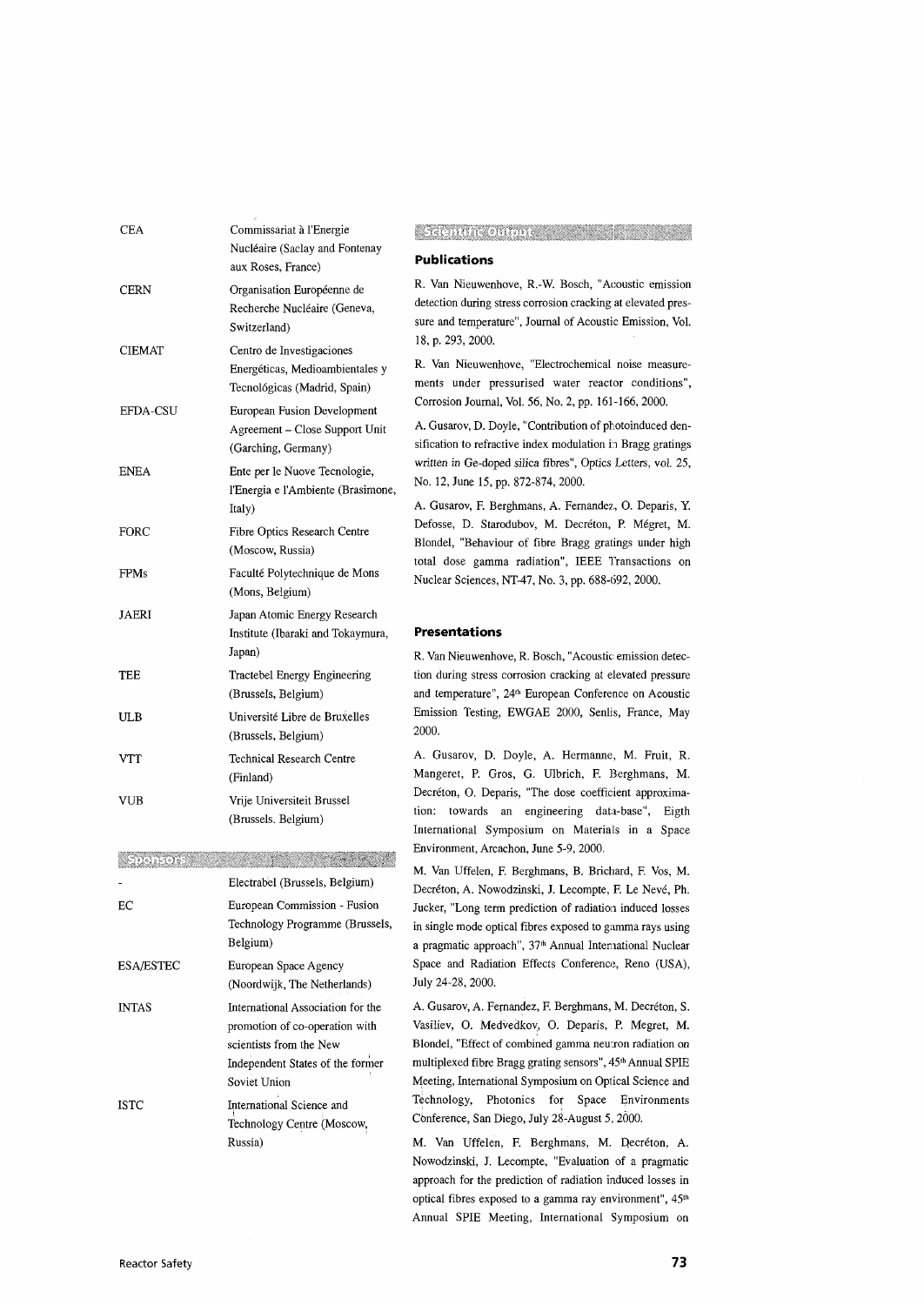| | |
|---|---|
| CEA | Commissariat à l'Energie Nucléaire (Saclay and Fontenay aux Roses, France) |
| CERN | Organisation Européenne de Recherche Nucléaire (Geneva, Switzerland) |
| CIEMAT | Centro de Investigaciones Energéticas, Medioambientales y Tecnológicas (Madrid, Spain) |
| EFDA-CSU | European Fusion Development Agreement – Close Support Unit (Garching, Germany) |
| ENEA | Ente per le Nuove Tecnologie, l'Energia e l'Ambiente (Brasimone, Italy) |
| FORC | Fibre Optics Research Centre (Moscow, Russia) |
| FPMs | Faculté Polytechnique de Mons (Mons, Belgium) |
| JAERI | Japan Atomic Energy Research Institute (Ibaraki and Tokaymura, Japan) |
| TEE | Tractebel Energy Engineering (Brussels, Belgium) |
| ULB | Université Libre de Bruxelles (Brussels, Belgium) |
| VTT | Technical Research Centre (Finland) |
| VUB | Vrije Universiteit Brussel (Brussels. Belgium) |

## Sponsors

| | |
|---|---|
| - | Electrabel (Brussels, Belgium) |
| EC | European Commission - Fusion Technology Programme (Brussels, Belgium) |
| ESA/ESTEC | European Space Agency (Noordwijk, The Netherlands) |
| INTAS | International Association for the promotion of co-operation with scientists from the New Independent States of the former Soviet Union |
| ISTC | International Science and Technology Centre (Moscow, Russia) |

## Scientific Output

### Publications

R. Van Nieuwenhove, R.-W. Bosch, "Acoustic emission detection during stress corrosion cracking at elevated pressure and temperature", Journal of Acoustic Emission, Vol. 18, p. 293, 2000.

R. Van Nieuwenhove, "Electrochemical noise measurements under pressurised water reactor conditions", Corrosion Journal, Vol. 56, No. 2, pp. 161-166, 2000.

A. Gusarov, D. Doyle, "Contribution of photoinduced densification to refractive index modulation in Bragg gratings written in Ge-doped silica fibres", Optics Letters, vol. 25, No. 12, June 15, pp. 872-874, 2000.

A. Gusarov, F. Berghmans, A. Fernandez, O. Deparis, Y. Defosse, D. Starodubov, M. Decréton, P. Mégret, M. Blondel, "Behaviour of fibre Bragg gratings under high total dose gamma radiation", IEEE Transactions on Nuclear Sciences, NT-47, No. 3, pp. 688-692, 2000.

### Presentations

R. Van Nieuwenhove, R. Bosch, "Acoustic emission detection during stress corrosion cracking at elevated pressure and temperature", 24[th] European Conference on Acoustic Emission Testing, EWGAE 2000, Senlis, France, May 2000.

A. Gusarov, D. Doyle, A. Hermanne, M. Fruit, R. Mangeret, P. Gros, G. Ulbrich, F. Berghmans, M. Decréton, O. Deparis, "The dose coefficient approximation: towards an engineering data-base", Eigth International Symposium on Materials in a Space Environment, Arcachon, June 5-9, 2000.

M. Van Uffelen, F. Berghmans, B. Brichard, F. Vos, M. Decréton, A. Nowodzinski, J. Lecompte, F. Le Nevé, Ph. Jucker, "Long term prediction of radiation induced losses in single mode optical fibres exposed to gamma rays using a pragmatic approach", 37[th] Annual International Nuclear Space and Radiation Effects Conference, Reno (USA), July 24-28, 2000.

A. Gusarov, A. Fernandez, F. Berghmans, M. Decréton, S. Vasiliev, O. Medvedkov, O. Deparis, P. Megret, M. Blondel, "Effect of combined gamma neutron radiation on multiplexed fibre Bragg grating sensors", 45[th] Annual SPIE Meeting, International Symposium on Optical Science and Technology, Photonics for Space Environments Conference, San Diego, July 28-August 5, 2000.

M. Van Uffelen, F. Berghmans, M. Decréton, A. Nowodzinski, J. Lecompte, "Evaluation of a pragmatic approach for the prediction of radiation induced losses in optical fibres exposed to a gamma ray environment", 45[th] Annual SPIE Meeting, International Symposium on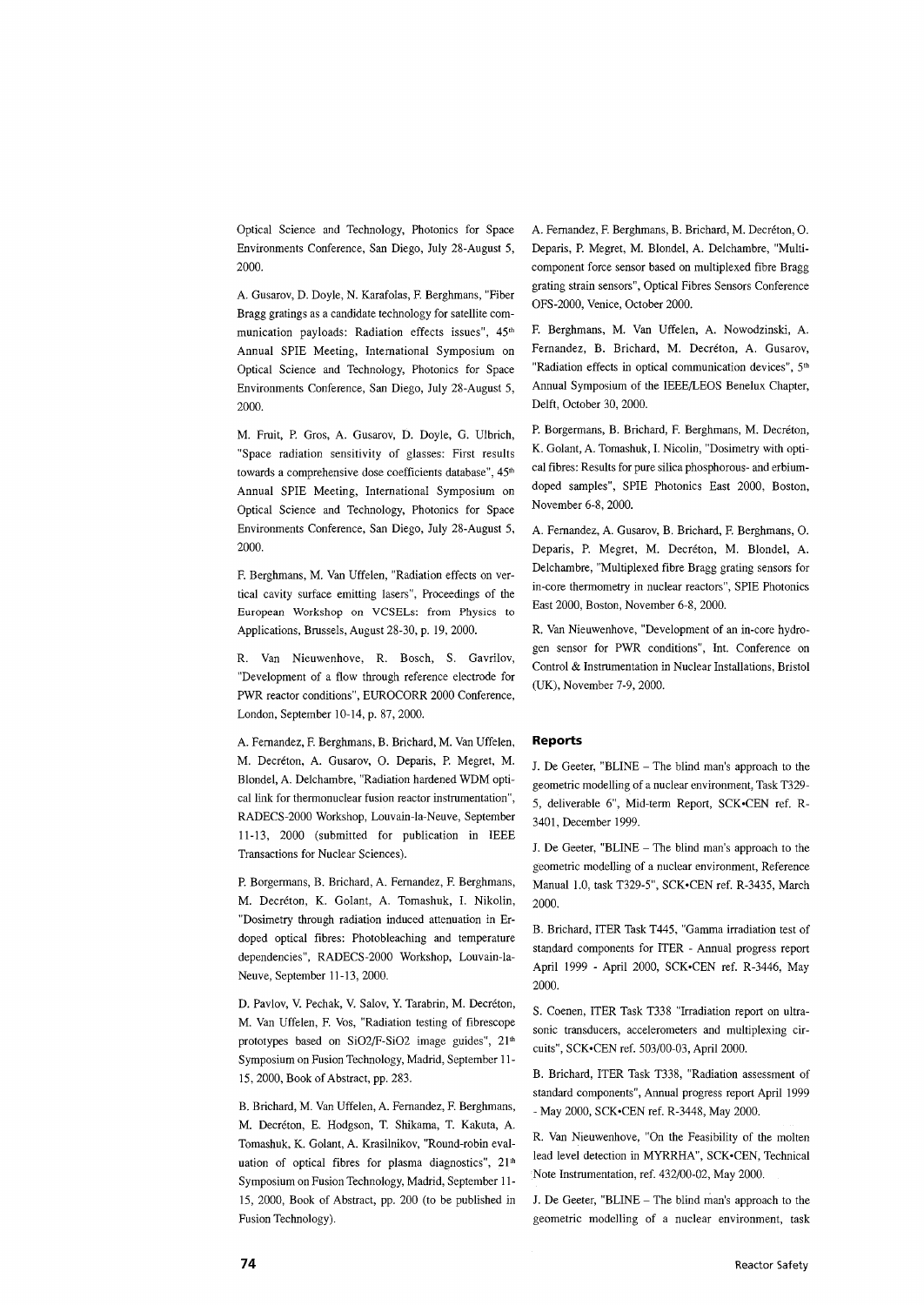Optical Science and Technology, Photonics for Space Environments Conference, San Diego, July 28-August 5, 2000.

A. Gusarov, D. Doyle, N. Karafolas, F. Berghmans, "Fiber Bragg gratings as a candidate technology for satellite communication payloads: Radiation effects issues", 45th Annual SPIE Meeting, International Symposium on Optical Science and Technology, Photonics for Space Environments Conference, San Diego, July 28-August 5, 2000.

M. Fruit, P. Gros, A. Gusarov, D. Doyle, G. Ulbrich, "Space radiation sensitivity of glasses: First results towards a comprehensive dose coefficients database", 45th Annual SPIE Meeting, International Symposium on Optical Science and Technology, Photonics for Space Environments Conference, San Diego, July 28-August 5, 2000.

F. Berghmans, M. Van Uffelen, "Radiation effects on vertical cavity surface emitting lasers", Proceedings of the European Workshop on VCSELs: from Physics to Applications, Brussels, August 28-30, p. 19, 2000.

R. Van Nieuwenhove, R. Bosch, S. Gavrilov, "Development of a flow through reference electrode for PWR reactor conditions", EUROCORR 2000 Conference, London, September 10-14, p. 87, 2000.

A. Fernandez, F. Berghmans, B. Brichard, M. Van Uffelen, M. Decréton, A. Gusarov, O. Deparis, P. Megret, M. Blondel, A. Delchambre, "Radiation hardened WDM optical link for thermonuclear fusion reactor instrumentation", RADECS-2000 Workshop, Louvain-la-Neuve, September 11-13, 2000 (submitted for publication in IEEE Transactions for Nuclear Sciences).

P. Borgermans, B. Brichard, A. Fernandez, F. Berghmans, M. Decréton, K. Golant, A. Tomashuk, I. Nikolin, "Dosimetry through radiation induced attenuation in Er-doped optical fibres: Photobleaching and temperature dependencies", RADECS-2000 Workshop, Louvain-la-Neuve, September 11-13, 2000.

D. Pavlov, V. Pechak, V. Salov, Y. Tarabrin, M. Decréton, M. Van Uffelen, F. Vos, "Radiation testing of fibrescope prototypes based on SiO2/F-SiO2 image guides", 21th Symposium on Fusion Technology, Madrid, September 11-15, 2000, Book of Abstract, pp. 283.

B. Brichard, M. Van Uffelen, A. Fernandez, F. Berghmans, M. Decréton, E. Hodgson, T. Shikama, T. Kakuta, A. Tomashuk, K. Golant, A. Krasilnikov, "Round-robin evaluation of optical fibres for plasma diagnostics", 21th Symposium on Fusion Technology, Madrid, September 11-15, 2000, Book of Abstract, pp. 200 (to be published in Fusion Technology).

A. Fernandez, F. Berghmans, B. Brichard, M. Decréton, O. Deparis, P. Megret, M. Blondel, A. Delchambre, "Multi-component force sensor based on multiplexed fibre Bragg grating strain sensors", Optical Fibres Sensors Conference OFS-2000, Venice, October 2000.

F. Berghmans, M. Van Uffelen, A. Nowodzinski, A. Fernandez, B. Brichard, M. Decréton, A. Gusarov, "Radiation effects in optical communication devices", 5th Annual Symposium of the IEEE/LEOS Benelux Chapter, Delft, October 30, 2000.

P. Borgermans, B. Brichard, F. Berghmans, M. Decréton, K. Golant, A. Tomashuk, I. Nicolin, "Dosimetry with optical fibres: Results for pure silica phosphorous- and erbium-doped samples", SPIE Photonics East 2000, Boston, November 6-8, 2000.

A. Fernandez, A. Gusarov, B. Brichard, F. Berghmans, O. Deparis, P. Megret, M. Decréton, M. Blondel, A. Delchambre, "Multiplexed fibre Bragg grating sensors for in-core thermometry in nuclear reactors", SPIE Photonics East 2000, Boston, November 6-8, 2000.

R. Van Nieuwenhove, "Development of an in-core hydrogen sensor for PWR conditions", Int. Conference on Control & Instrumentation in Nuclear Installations, Bristol (UK), November 7-9, 2000.

### Reports

J. De Geeter, "BLINE – The blind man's approach to the geometric modelling of a nuclear environment, Task T329-5, deliverable 6", Mid-term Report, SCK•CEN ref. R-3401, December 1999.

J. De Geeter, "BLINE – The blind man's approach to the geometric modelling of a nuclear environment, Reference Manual 1.0, task T329-5", SCK•CEN ref. R-3435, March 2000.

B. Brichard, ITER Task T445, "Gamma irradiation test of standard components for ITER - Annual progress report April 1999 - April 2000, SCK•CEN ref. R-3446, May 2000.

S. Coenen, ITER Task T338 "Irradiation report on ultrasonic transducers, accelerometers and multiplexing circuits", SCK•CEN ref. 503/00-03, April 2000.

B. Brichard, ITER Task T338, "Radiation assessment of standard components", Annual progress report April 1999 - May 2000, SCK•CEN ref. R-3448, May 2000.

R. Van Nieuwenhove, "On the Feasibility of the molten lead level detection in MYRRHA", SCK•CEN, Technical Note Instrumentation, ref. 432/00-02, May 2000.

J. De Geeter, "BLINE – The blind man's approach to the geometric modelling of a nuclear environment, task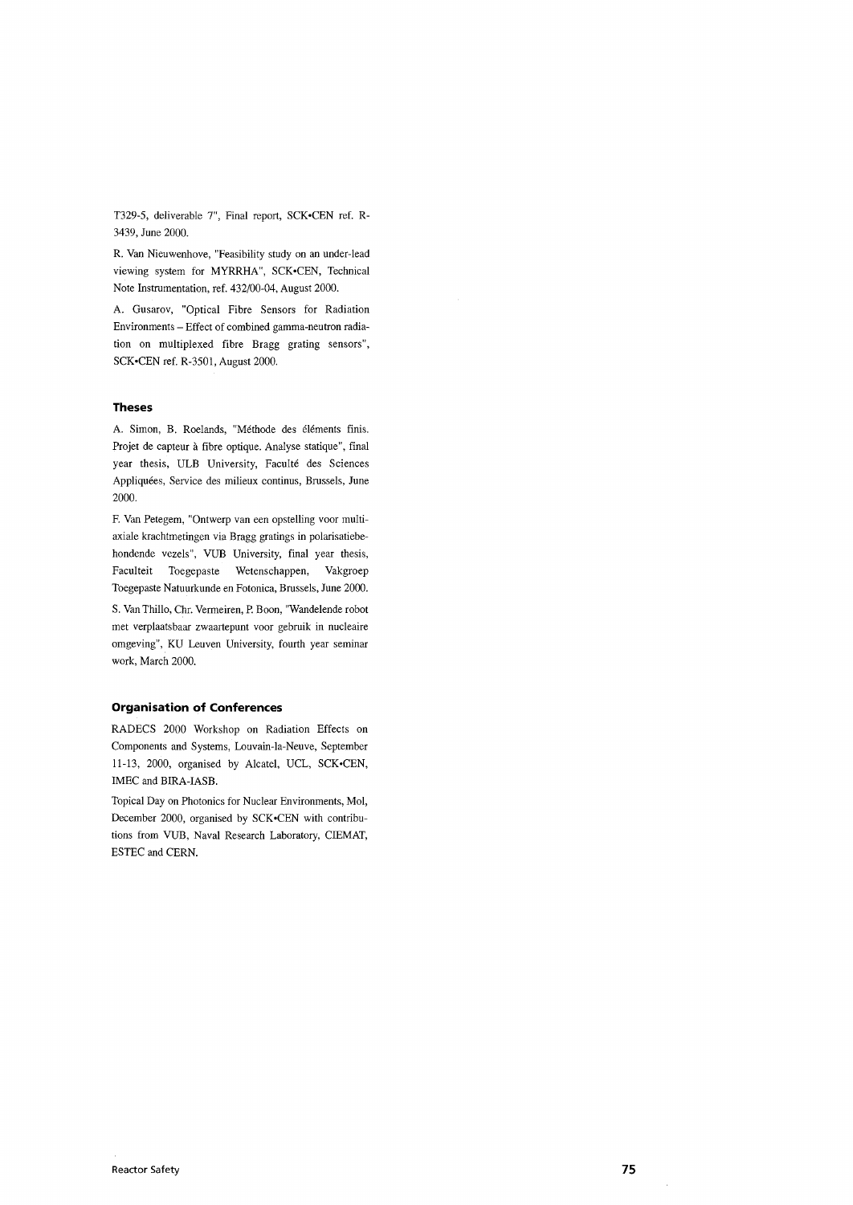T329-5, deliverable 7", Final report, SCK•CEN ref. R-3439, June 2000.

R. Van Nieuwenhove, "Feasibility study on an under-lead viewing system for MYRRHA", SCK•CEN, Technical Note Instrumentation, ref. 432/00-04, August 2000.

A. Gusarov, "Optical Fibre Sensors for Radiation Environments – Effect of combined gamma-neutron radiation on multiplexed fibre Bragg grating sensors", SCK•CEN ref. R-3501, August 2000.

### Theses

A. Simon, B. Roelands, "Méthode des éléments finis. Projet de capteur à fibre optique. Analyse statique", final year thesis, ULB University, Faculté des Sciences Appliquées, Service des milieux continus, Brussels, June 2000.

F. Van Petegem, "Ontwerp van een opstelling voor multi-axiale krachtmetingen via Bragg gratings in polarisatiebehondende vezels", VUB University, final year thesis, Faculteit Toegepaste Wetenschappen, Vakgroep Toegepaste Natuurkunde en Fotonica, Brussels, June 2000.

S. Van Thillo, Chr. Vermeiren, P. Boon, "Wandelende robot met verplaatsbaar zwaartepunt voor gebruik in nucleaire omgeving", KU Leuven University, fourth year seminar work, March 2000.

### Organisation of Conferences

RADECS 2000 Workshop on Radiation Effects on Components and Systems, Louvain-la-Neuve, September 11-13, 2000, organised by Alcatel, UCL, SCK•CEN, IMEC and BIRA-IASB.

Topical Day on Photonics for Nuclear Environments, Mol, December 2000, organised by SCK•CEN with contributions from VUB, Naval Research Laboratory, CIEMAT, ESTEC and CERN.